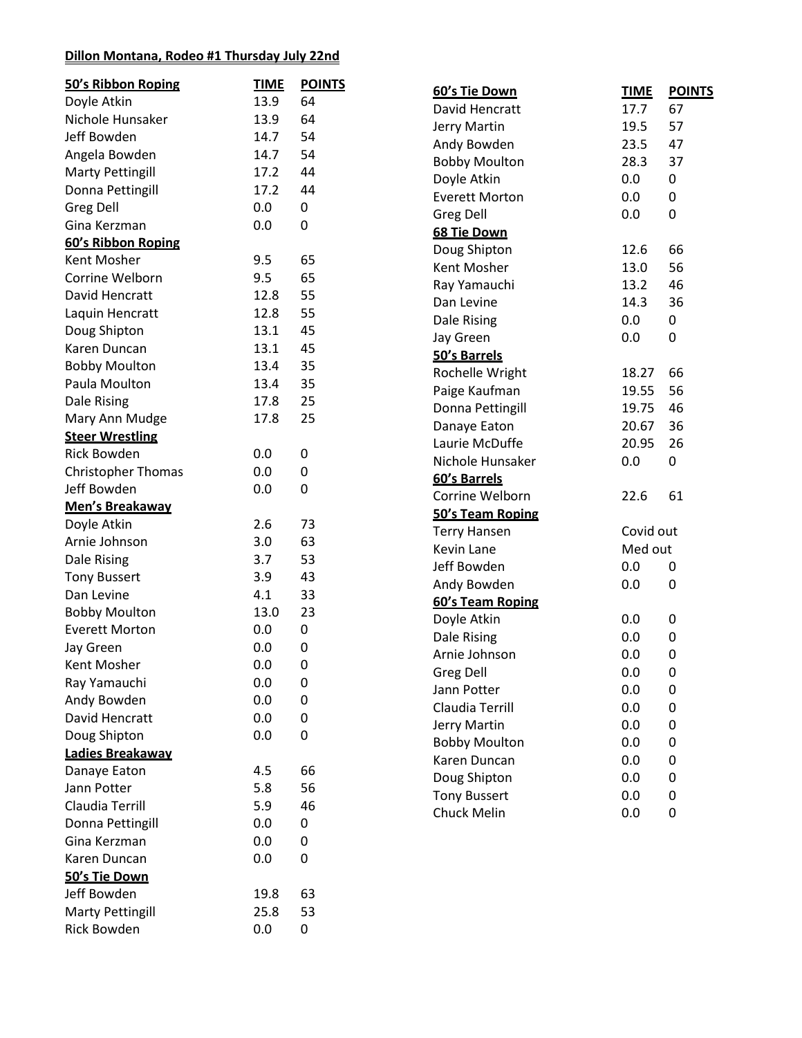**Dillon Montana, Rodeo #1 Thursday July 22nd**

| 50's Ribbon Roping | TIME | POINTS |
|---|---|---|
| Doyle Atkin | 13.9 | 64 |
| Nichole Hunsaker | 13.9 | 64 |
| Jeff Bowden | 14.7 | 54 |
| Angela Bowden | 14.7 | 54 |
| Marty Pettingill | 17.2 | 44 |
| Donna Pettingill | 17.2 | 44 |
| Greg Dell | 0.0 | 0 |
| Gina Kerzman | 0.0 | 0 |
| **60's Ribbon Roping** | | |
| Kent Mosher | 9.5 | 65 |
| Corrine Welborn | 9.5 | 65 |
| David Hencratt | 12.8 | 55 |
| Laquin Hencratt | 12.8 | 55 |
| Doug Shipton | 13.1 | 45 |
| Karen Duncan | 13.1 | 45 |
| Bobby Moulton | 13.4 | 35 |
| Paula Moulton | 13.4 | 35 |
| Dale Rising | 17.8 | 25 |
| Mary Ann Mudge | 17.8 | 25 |
| **Steer Wrestling** | | |
| Rick Bowden | 0.0 | 0 |
| Christopher Thomas | 0.0 | 0 |
| Jeff Bowden | 0.0 | 0 |
| **Men's Breakaway** | | |
| Doyle Atkin | 2.6 | 73 |
| Arnie Johnson | 3.0 | 63 |
| Dale Rising | 3.7 | 53 |
| Tony Bussert | 3.9 | 43 |
| Dan Levine | 4.1 | 33 |
| Bobby Moulton | 13.0 | 23 |
| Everett Morton | 0.0 | 0 |
| Jay Green | 0.0 | 0 |
| Kent Mosher | 0.0 | 0 |
| Ray Yamauchi | 0.0 | 0 |
| Andy Bowden | 0.0 | 0 |
| David Hencratt | 0.0 | 0 |
| Doug Shipton | 0.0 | 0 |
| **Ladies Breakaway** | | |
| Danaye Eaton | 4.5 | 66 |
| Jann Potter | 5.8 | 56 |
| Claudia Terrill | 5.9 | 46 |
| Donna Pettingill | 0.0 | 0 |
| Gina Kerzman | 0.0 | 0 |
| Karen Duncan | 0.0 | 0 |
| **50's Tie Down** | | |
| Jeff Bowden | 19.8 | 63 |
| Marty Pettingill | 25.8 | 53 |
| Rick Bowden | 0.0 | 0 |

| 60's Tie Down | TIME | POINTS |
|---|---|---|
| David Hencratt | 17.7 | 67 |
| Jerry Martin | 19.5 | 57 |
| Andy Bowden | 23.5 | 47 |
| Bobby Moulton | 28.3 | 37 |
| Doyle Atkin | 0.0 | 0 |
| Everett Morton | 0.0 | 0 |
| Greg Dell | 0.0 | 0 |
| **68 Tie Down** | | |
| Doug Shipton | 12.6 | 66 |
| Kent Mosher | 13.0 | 56 |
| Ray Yamauchi | 13.2 | 46 |
| Dan Levine | 14.3 | 36 |
| Dale Rising | 0.0 | 0 |
| Jay Green | 0.0 | 0 |
| **50's Barrels** | | |
| Rochelle Wright | 18.27 | 66 |
| Paige Kaufman | 19.55 | 56 |
| Donna Pettingill | 19.75 | 46 |
| Danaye Eaton | 20.67 | 36 |
| Laurie McDuffe | 20.95 | 26 |
| Nichole Hunsaker | 0.0 | 0 |
| **60's Barrels** | | |
| Corrine Welborn | 22.6 | 61 |
| **50's Team Roping** | | |
| Terry Hansen | Covid out | |
| Kevin Lane | Med out | |
| Jeff Bowden | 0.0 | 0 |
| Andy Bowden | 0.0 | 0 |
| **60's Team Roping** | | |
| Doyle Atkin | 0.0 | 0 |
| Dale Rising | 0.0 | 0 |
| Arnie Johnson | 0.0 | 0 |
| Greg Dell | 0.0 | 0 |
| Jann Potter | 0.0 | 0 |
| Claudia Terrill | 0.0 | 0 |
| Jerry Martin | 0.0 | 0 |
| Bobby Moulton | 0.0 | 0 |
| Karen Duncan | 0.0 | 0 |
| Doug Shipton | 0.0 | 0 |
| Tony Bussert | 0.0 | 0 |
| Chuck Melin | 0.0 | 0 |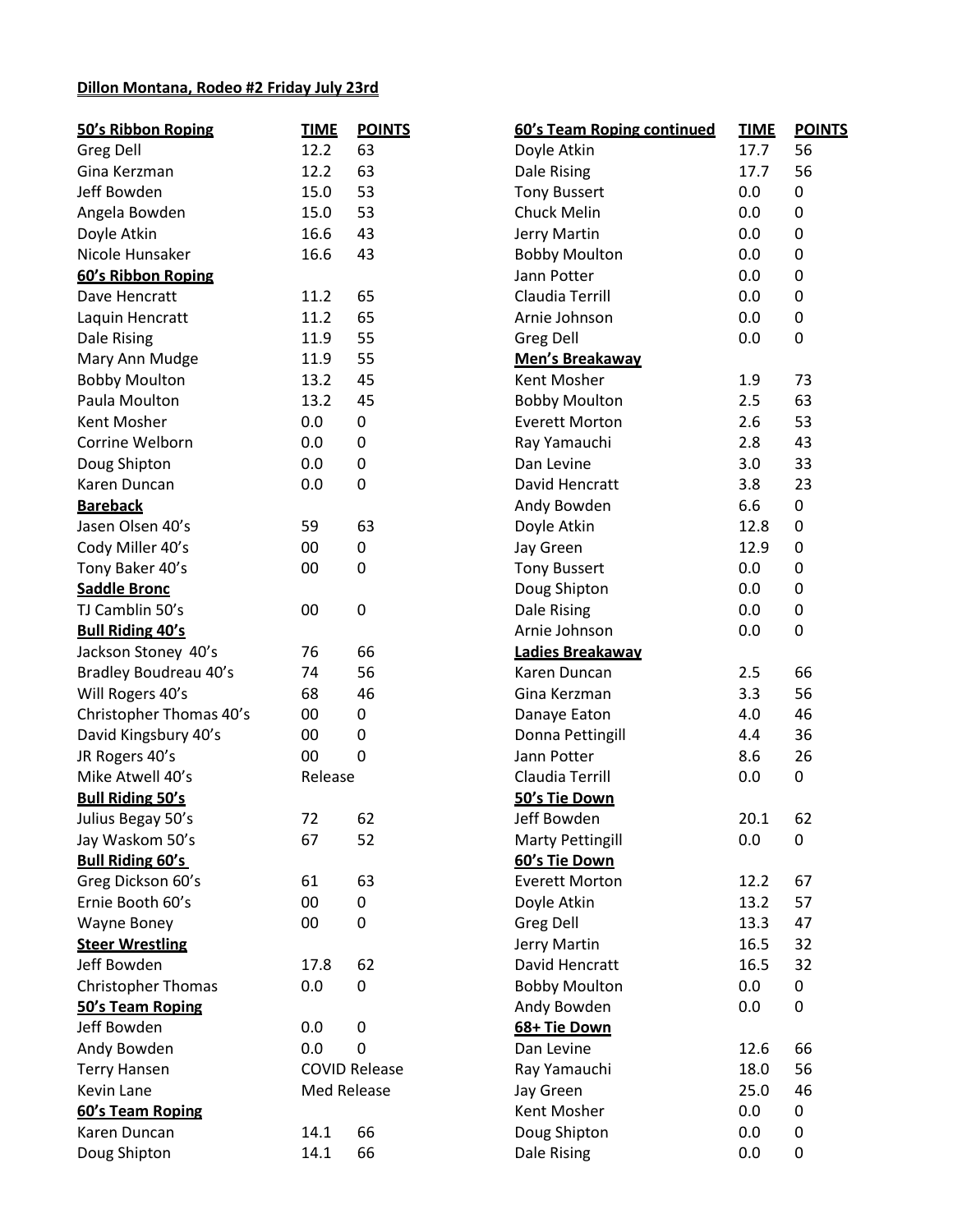## Dillon Montana, Rodeo #2 Friday July 23rd

| 50's Ribbon Roping | TIME | POINTS |
|---|---|---|
| Greg Dell | 12.2 | 63 |
| Gina Kerzman | 12.2 | 63 |
| Jeff Bowden | 15.0 | 53 |
| Angela Bowden | 15.0 | 53 |
| Doyle Atkin | 16.6 | 43 |
| Nicole Hunsaker | 16.6 | 43 |
| **60's Ribbon Roping** | | |
| Dave Hencratt | 11.2 | 65 |
| Laquin Hencratt | 11.2 | 65 |
| Dale Rising | 11.9 | 55 |
| Mary Ann Mudge | 11.9 | 55 |
| Bobby Moulton | 13.2 | 45 |
| Paula Moulton | 13.2 | 45 |
| Kent Mosher | 0.0 | 0 |
| Corrine Welborn | 0.0 | 0 |
| Doug Shipton | 0.0 | 0 |
| Karen Duncan | 0.0 | 0 |
| **Bareback** | | |
| Jasen Olsen 40's | 59 | 63 |
| Cody Miller 40's | 00 | 0 |
| Tony Baker 40's | 00 | 0 |
| **Saddle Bronc** | | |
| TJ Camblin 50's | 00 | 0 |
| **Bull Riding 40's** | | |
| Jackson Stoney 40's | 76 | 66 |
| Bradley Boudreau 40's | 74 | 56 |
| Will Rogers 40's | 68 | 46 |
| Christopher Thomas 40's | 00 | 0 |
| David Kingsbury 40's | 00 | 0 |
| JR Rogers 40's | 00 | 0 |
| Mike Atwell 40's | Release | |
| **Bull Riding 50's** | | |
| Julius Begay 50's | 72 | 62 |
| Jay Waskom 50's | 67 | 52 |
| **Bull Riding 60's** | | |
| Greg Dickson 60's | 61 | 63 |
| Ernie Booth 60's | 00 | 0 |
| Wayne Boney | 00 | 0 |
| **Steer Wrestling** | | |
| Jeff Bowden | 17.8 | 62 |
| Christopher Thomas | 0.0 | 0 |
| **50's Team Roping** | | |
| Jeff Bowden | 0.0 | 0 |
| Andy Bowden | 0.0 | 0 |
| Terry Hansen | COVID Release | |
| Kevin Lane | Med Release | |
| **60's Team Roping** | | |
| Karen Duncan | 14.1 | 66 |
| Doug Shipton | 14.1 | 66 |

| 60's Team Roping continued | TIME | POINTS |
|---|---|---|
| Doyle Atkin | 17.7 | 56 |
| Dale Rising | 17.7 | 56 |
| Tony Bussert | 0.0 | 0 |
| Chuck Melin | 0.0 | 0 |
| Jerry Martin | 0.0 | 0 |
| Bobby Moulton | 0.0 | 0 |
| Jann Potter | 0.0 | 0 |
| Claudia Terrill | 0.0 | 0 |
| Arnie Johnson | 0.0 | 0 |
| Greg Dell | 0.0 | 0 |
| **Men's Breakaway** | | |
| Kent Mosher | 1.9 | 73 |
| Bobby Moulton | 2.5 | 63 |
| Everett Morton | 2.6 | 53 |
| Ray Yamauchi | 2.8 | 43 |
| Dan Levine | 3.0 | 33 |
| David Hencratt | 3.8 | 23 |
| Andy Bowden | 6.6 | 0 |
| Doyle Atkin | 12.8 | 0 |
| Jay Green | 12.9 | 0 |
| Tony Bussert | 0.0 | 0 |
| Doug Shipton | 0.0 | 0 |
| Dale Rising | 0.0 | 0 |
| Arnie Johnson | 0.0 | 0 |
| **Ladies Breakaway** | | |
| Karen Duncan | 2.5 | 66 |
| Gina Kerzman | 3.3 | 56 |
| Danaye Eaton | 4.0 | 46 |
| Donna Pettingill | 4.4 | 36 |
| Jann Potter | 8.6 | 26 |
| Claudia Terrill | 0.0 | 0 |
| **50's Tie Down** | | |
| Jeff Bowden | 20.1 | 62 |
| Marty Pettingill | 0.0 | 0 |
| **60's Tie Down** | | |
| Everett Morton | 12.2 | 67 |
| Doyle Atkin | 13.2 | 57 |
| Greg Dell | 13.3 | 47 |
| Jerry Martin | 16.5 | 32 |
| David Hencratt | 16.5 | 32 |
| Bobby Moulton | 0.0 | 0 |
| Andy Bowden | 0.0 | 0 |
| **68+ Tie Down** | | |
| Dan Levine | 12.6 | 66 |
| Ray Yamauchi | 18.0 | 56 |
| Jay Green | 25.0 | 46 |
| Kent Mosher | 0.0 | 0 |
| Doug Shipton | 0.0 | 0 |
| Dale Rising | 0.0 | 0 |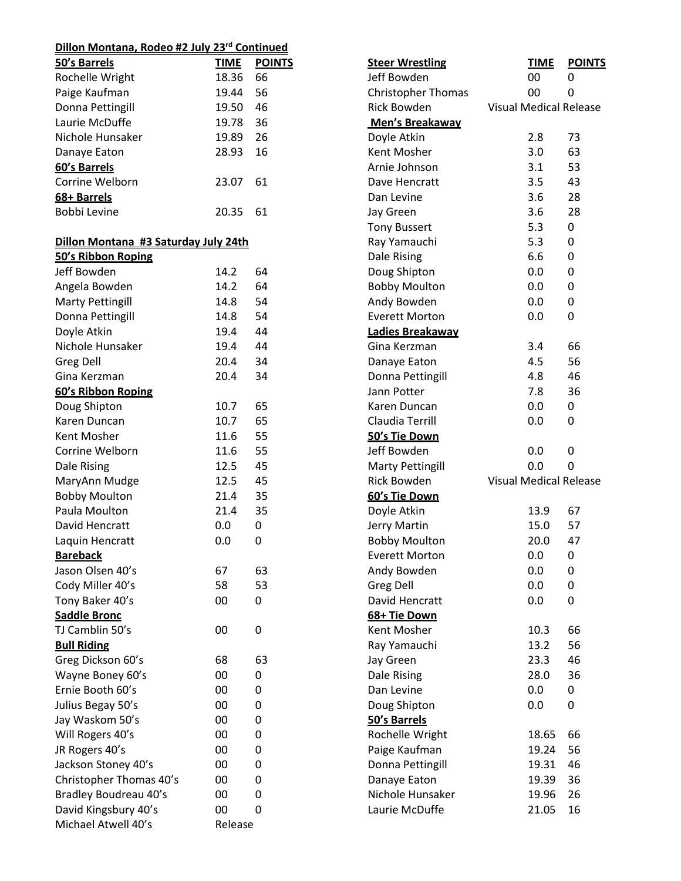**Dillon Montana, Rodeo #2 July 23rd Continued**

| **50's Barrels** | **TIME** | **POINTS** |
|---|---|---|
| Rochelle Wright | 18.36 | 66 |
| Paige Kaufman | 19.44 | 56 |
| Donna Pettingill | 19.50 | 46 |
| Laurie McDuffe | 19.78 | 36 |
| Nichole Hunsaker | 19.89 | 26 |
| Danaye Eaton | 28.93 | 16 |
| **60's Barrels** | | |
| Corrine Welborn | 23.07 | 61 |
| **68+ Barrels** | | |
| Bobbi Levine | 20.35 | 61 |

**Dillon Montana #3 Saturday July 24th**

| **50's Ribbon Roping** | | |
|---|---|---|
| Jeff Bowden | 14.2 | 64 |
| Angela Bowden | 14.2 | 64 |
| Marty Pettingill | 14.8 | 54 |
| Donna Pettingill | 14.8 | 54 |
| Doyle Atkin | 19.4 | 44 |
| Nichole Hunsaker | 19.4 | 44 |
| Greg Dell | 20.4 | 34 |
| Gina Kerzman | 20.4 | 34 |
| **60's Ribbon Roping** | | |
| Doug Shipton | 10.7 | 65 |
| Karen Duncan | 10.7 | 65 |
| Kent Mosher | 11.6 | 55 |
| Corrine Welborn | 11.6 | 55 |
| Dale Rising | 12.5 | 45 |
| MaryAnn Mudge | 12.5 | 45 |
| Bobby Moulton | 21.4 | 35 |
| Paula Moulton | 21.4 | 35 |
| David Hencratt | 0.0 | 0 |
| Laquin Hencratt | 0.0 | 0 |
| **Bareback** | | |
| Jason Olsen 40's | 67 | 63 |
| Cody Miller 40's | 58 | 53 |
| Tony Baker 40's | 00 | 0 |
| **Saddle Bronc** | | |
| TJ Camblin 50's | 00 | 0 |
| **Bull Riding** | | |
| Greg Dickson 60's | 68 | 63 |
| Wayne Boney 60's | 00 | 0 |
| Ernie Booth 60's | 00 | 0 |
| Julius Begay 50's | 00 | 0 |
| Jay Waskom 50's | 00 | 0 |
| Will Rogers 40's | 00 | 0 |
| JR Rogers 40's | 00 | 0 |
| Jackson Stoney 40's | 00 | 0 |
| Christopher Thomas 40's | 00 | 0 |
| Bradley Boudreau 40's | 00 | 0 |
| David Kingsbury 40's | 00 | 0 |
| Michael Atwell 40's | Release | |

| **Steer Wrestling** | **TIME** | **POINTS** |
|---|---|---|
| Jeff Bowden | 00 | 0 |
| Christopher Thomas | 00 | 0 |
| Rick Bowden | Visual Medical Release | |
| **Men's Breakaway** | | |
| Doyle Atkin | 2.8 | 73 |
| Kent Mosher | 3.0 | 63 |
| Arnie Johnson | 3.1 | 53 |
| Dave Hencratt | 3.5 | 43 |
| Dan Levine | 3.6 | 28 |
| Jay Green | 3.6 | 28 |
| Tony Bussert | 5.3 | 0 |
| Ray Yamauchi | 5.3 | 0 |
| Dale Rising | 6.6 | 0 |
| Doug Shipton | 0.0 | 0 |
| Bobby Moulton | 0.0 | 0 |
| Andy Bowden | 0.0 | 0 |
| Everett Morton | 0.0 | 0 |
| **Ladies Breakaway** | | |
| Gina Kerzman | 3.4 | 66 |
| Danaye Eaton | 4.5 | 56 |
| Donna Pettingill | 4.8 | 46 |
| Jann Potter | 7.8 | 36 |
| Karen Duncan | 0.0 | 0 |
| Claudia Terrill | 0.0 | 0 |
| **50's Tie Down** | | |
| Jeff Bowden | 0.0 | 0 |
| Marty Pettingill | 0.0 | 0 |
| Rick Bowden | Visual Medical Release | |
| **60's Tie Down** | | |
| Doyle Atkin | 13.9 | 67 |
| Jerry Martin | 15.0 | 57 |
| Bobby Moulton | 20.0 | 47 |
| Everett Morton | 0.0 | 0 |
| Andy Bowden | 0.0 | 0 |
| Greg Dell | 0.0 | 0 |
| David Hencratt | 0.0 | 0 |
| **68+ Tie Down** | | |
| Kent Mosher | 10.3 | 66 |
| Ray Yamauchi | 13.2 | 56 |
| Jay Green | 23.3 | 46 |
| Dale Rising | 28.0 | 36 |
| Dan Levine | 0.0 | 0 |
| Doug Shipton | 0.0 | 0 |
| **50's Barrels** | | |
| Rochelle Wright | 18.65 | 66 |
| Paige Kaufman | 19.24 | 56 |
| Donna Pettingill | 19.31 | 46 |
| Danaye Eaton | 19.39 | 36 |
| Nichole Hunsaker | 19.96 | 26 |
| Laurie McDuffe | 21.05 | 16 |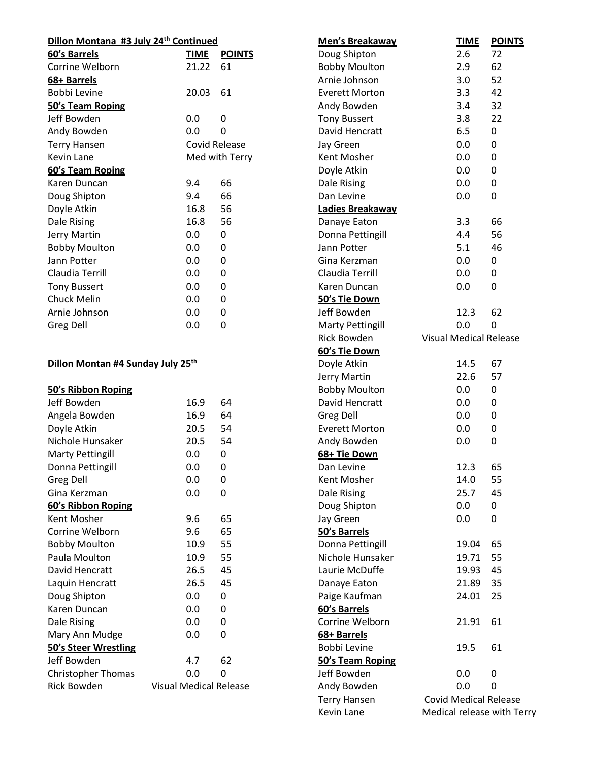## Dillon Montana #3 July 24th Continued

| 60's Barrels | TIME | POINTS |
|---|---|---|
| Corrine Welborn | 21.22 | 61 |
| **68+ Barrels** | | |
| Bobbi Levine | 20.03 | 61 |
| **50's Team Roping** | | |
| Jeff Bowden | 0.0 | 0 |
| Andy Bowden | 0.0 | 0 |
| Terry Hansen | Covid Release | |
| Kevin Lane | Med with Terry | |
| **60's Team Roping** | | |
| Karen Duncan | 9.4 | 66 |
| Doug Shipton | 9.4 | 66 |
| Doyle Atkin | 16.8 | 56 |
| Dale Rising | 16.8 | 56 |
| Jerry Martin | 0.0 | 0 |
| Bobby Moulton | 0.0 | 0 |
| Jann Potter | 0.0 | 0 |
| Claudia Terrill | 0.0 | 0 |
| Tony Bussert | 0.0 | 0 |
| Chuck Melin | 0.0 | 0 |
| Arnie Johnson | 0.0 | 0 |
| Greg Dell | 0.0 | 0 |

## Dillon Montan #4 Sunday July 25th

| 50's Ribbon Roping | | |
|---|---|---|
| Jeff Bowden | 16.9 | 64 |
| Angela Bowden | 16.9 | 64 |
| Doyle Atkin | 20.5 | 54 |
| Nichole Hunsaker | 20.5 | 54 |
| Marty Pettingill | 0.0 | 0 |
| Donna Pettingill | 0.0 | 0 |
| Greg Dell | 0.0 | 0 |
| Gina Kerzman | 0.0 | 0 |
| **60's Ribbon Roping** | | |
| Kent Mosher | 9.6 | 65 |
| Corrine Welborn | 9.6 | 65 |
| Bobby Moulton | 10.9 | 55 |
| Paula Moulton | 10.9 | 55 |
| David Hencratt | 26.5 | 45 |
| Laquin Hencratt | 26.5 | 45 |
| Doug Shipton | 0.0 | 0 |
| Karen Duncan | 0.0 | 0 |
| Dale Rising | 0.0 | 0 |
| Mary Ann Mudge | 0.0 | 0 |
| **50's Steer Wrestling** | | |
| Jeff Bowden | 4.7 | 62 |
| Christopher Thomas | 0.0 | 0 |
| Rick Bowden | Visual Medical Release | |

| Men's Breakaway | TIME | POINTS |
|---|---|---|
| Doug Shipton | 2.6 | 72 |
| Bobby Moulton | 2.9 | 62 |
| Arnie Johnson | 3.0 | 52 |
| Everett Morton | 3.3 | 42 |
| Andy Bowden | 3.4 | 32 |
| Tony Bussert | 3.8 | 22 |
| David Hencratt | 6.5 | 0 |
| Jay Green | 0.0 | 0 |
| Kent Mosher | 0.0 | 0 |
| Doyle Atkin | 0.0 | 0 |
| Dale Rising | 0.0 | 0 |
| Dan Levine | 0.0 | 0 |
| **Ladies Breakaway** | | |
| Danaye Eaton | 3.3 | 66 |
| Donna Pettingill | 4.4 | 56 |
| Jann Potter | 5.1 | 46 |
| Gina Kerzman | 0.0 | 0 |
| Claudia Terrill | 0.0 | 0 |
| Karen Duncan | 0.0 | 0 |
| **50's Tie Down** | | |
| Jeff Bowden | 12.3 | 62 |
| Marty Pettingill | 0.0 | 0 |
| Rick Bowden | Visual Medical Release | |
| **60's Tie Down** | | |
| Doyle Atkin | 14.5 | 67 |
| Jerry Martin | 22.6 | 57 |
| Bobby Moulton | 0.0 | 0 |
| David Hencratt | 0.0 | 0 |
| Greg Dell | 0.0 | 0 |
| Everett Morton | 0.0 | 0 |
| Andy Bowden | 0.0 | 0 |
| **68+ Tie Down** | | |
| Dan Levine | 12.3 | 65 |
| Kent Mosher | 14.0 | 55 |
| Dale Rising | 25.7 | 45 |
| Doug Shipton | 0.0 | 0 |
| Jay Green | 0.0 | 0 |
| **50's Barrels** | | |
| Donna Pettingill | 19.04 | 65 |
| Nichole Hunsaker | 19.71 | 55 |
| Laurie McDuffe | 19.93 | 45 |
| Danaye Eaton | 21.89 | 35 |
| Paige Kaufman | 24.01 | 25 |
| **60's Barrels** | | |
| Corrine Welborn | 21.91 | 61 |
| **68+ Barrels** | | |
| Bobbi Levine | 19.5 | 61 |
| **50's Team Roping** | | |
| Jeff Bowden | 0.0 | 0 |
| Andy Bowden | 0.0 | 0 |
| Terry Hansen | Covid Medical Release | |
| Kevin Lane | Medical release with Terry | |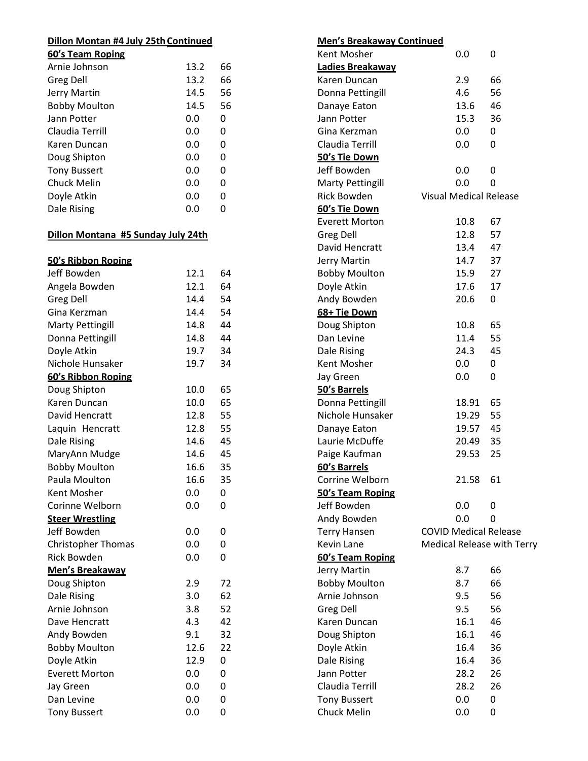## Dillon Montan #4 July 25th Continued

**60's Team Roping**

| | | |
|---|---|---|
| Arnie Johnson | 13.2 | 66 |
| Greg Dell | 13.2 | 66 |
| Jerry Martin | 14.5 | 56 |
| Bobby Moulton | 14.5 | 56 |
| Jann Potter | 0.0 | 0 |
| Claudia Terrill | 0.0 | 0 |
| Karen Duncan | 0.0 | 0 |
| Doug Shipton | 0.0 | 0 |
| Tony Bussert | 0.0 | 0 |
| Chuck Melin | 0.0 | 0 |
| Doyle Atkin | 0.0 | 0 |
| Dale Rising | 0.0 | 0 |

## Dillon Montana #5 Sunday July 24th

**50's Ribbon Roping**

| | | |
|---|---|---|
| Jeff Bowden | 12.1 | 64 |
| Angela Bowden | 12.1 | 64 |
| Greg Dell | 14.4 | 54 |
| Gina Kerzman | 14.4 | 54 |
| Marty Pettingill | 14.8 | 44 |
| Donna Pettingill | 14.8 | 44 |
| Doyle Atkin | 19.7 | 34 |
| Nichole Hunsaker | 19.7 | 34 |

**60's Ribbon Roping**

| | | |
|---|---|---|
| Doug Shipton | 10.0 | 65 |
| Karen Duncan | 10.0 | 65 |
| David Hencratt | 12.8 | 55 |
| Laquin Hencratt | 12.8 | 55 |
| Dale Rising | 14.6 | 45 |
| MaryAnn Mudge | 14.6 | 45 |
| Bobby Moulton | 16.6 | 35 |
| Paula Moulton | 16.6 | 35 |
| Kent Mosher | 0.0 | 0 |
| Corinne Welborn | 0.0 | 0 |

**Steer Wrestling**

| | | |
|---|---|---|
| Jeff Bowden | 0.0 | 0 |
| Christopher Thomas | 0.0 | 0 |
| Rick Bowden | 0.0 | 0 |

**Men's Breakaway**

| | | |
|---|---|---|
| Doug Shipton | 2.9 | 72 |
| Dale Rising | 3.0 | 62 |
| Arnie Johnson | 3.8 | 52 |
| Dave Hencratt | 4.3 | 42 |
| Andy Bowden | 9.1 | 32 |
| Bobby Moulton | 12.6 | 22 |
| Doyle Atkin | 12.9 | 0 |
| Everett Morton | 0.0 | 0 |
| Jay Green | 0.0 | 0 |
| Dan Levine | 0.0 | 0 |
| Tony Bussert | 0.0 | 0 |

**Men's Breakaway Continued**

| | | |
|---|---|---|
| Kent Mosher | 0.0 | 0 |

**Ladies Breakaway**

| | | |
|---|---|---|
| Karen Duncan | 2.9 | 66 |
| Donna Pettingill | 4.6 | 56 |
| Danaye Eaton | 13.6 | 46 |
| Jann Potter | 15.3 | 36 |
| Gina Kerzman | 0.0 | 0 |
| Claudia Terrill | 0.0 | 0 |

**50's Tie Down**

| | | |
|---|---|---|
| Jeff Bowden | 0.0 | 0 |
| Marty Pettingill | 0.0 | 0 |
| Rick Bowden | Visual Medical Release | |

**60's Tie Down**

| | | |
|---|---|---|
| Everett Morton | 10.8 | 67 |
| Greg Dell | 12.8 | 57 |
| David Hencratt | 13.4 | 47 |
| Jerry Martin | 14.7 | 37 |
| Bobby Moulton | 15.9 | 27 |
| Doyle Atkin | 17.6 | 17 |
| Andy Bowden | 20.6 | 0 |

**68+ Tie Down**

| | | |
|---|---|---|
| Doug Shipton | 10.8 | 65 |
| Dan Levine | 11.4 | 55 |
| Dale Rising | 24.3 | 45 |
| Kent Mosher | 0.0 | 0 |
| Jay Green | 0.0 | 0 |

**50's Barrels**

| | | |
|---|---|---|
| Donna Pettingill | 18.91 | 65 |
| Nichole Hunsaker | 19.29 | 55 |
| Danaye Eaton | 19.57 | 45 |
| Laurie McDuffe | 20.49 | 35 |
| Paige Kaufman | 29.53 | 25 |

**60's Barrels**

| | | |
|---|---|---|
| Corrine Welborn | 21.58 | 61 |

**50's Team Roping**

| | | |
|---|---|---|
| Jeff Bowden | 0.0 | 0 |
| Andy Bowden | 0.0 | 0 |
| Terry Hansen | COVID Medical Release | |
| Kevin Lane | Medical Release with Terry | |

**60's Team Roping**

| | | |
|---|---|---|
| Jerry Martin | 8.7 | 66 |
| Bobby Moulton | 8.7 | 66 |
| Arnie Johnson | 9.5 | 56 |
| Greg Dell | 9.5 | 56 |
| Karen Duncan | 16.1 | 46 |
| Doug Shipton | 16.1 | 46 |
| Doyle Atkin | 16.4 | 36 |
| Dale Rising | 16.4 | 36 |
| Jann Potter | 28.2 | 26 |
| Claudia Terrill | 28.2 | 26 |
| Tony Bussert | 0.0 | 0 |
| Chuck Melin | 0.0 | 0 |